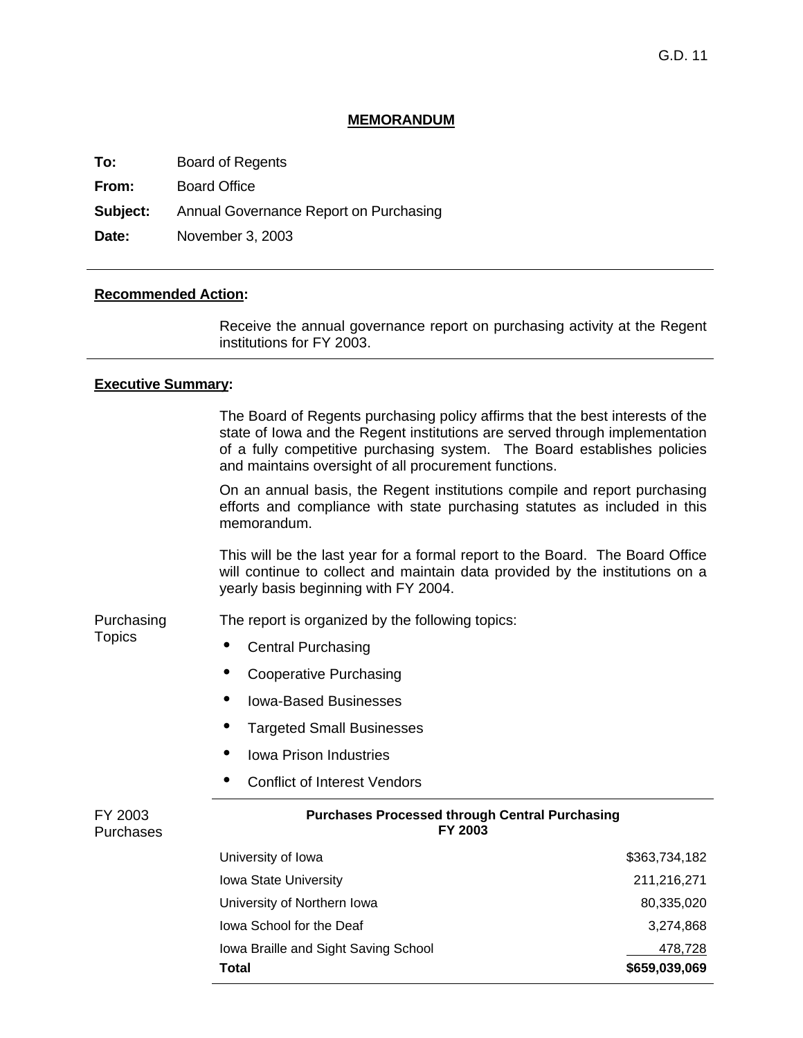G.D. 11

# MEMORANDUM

**To:** Board of Regents

**From:** Board Office

**Subject:** Annual Governance Report on Purchasing

**Date:** November 3, 2003

---

## Recommended Action:

Receive the annual governance report on purchasing activity at the Regent institutions for FY 2003.

---

## Executive Summary:

The Board of Regents purchasing policy affirms that the best interests of the state of Iowa and the Regent institutions are served through implementation of a fully competitive purchasing system. The Board establishes policies and maintains oversight of all procurement functions.

On an annual basis, the Regent institutions compile and report purchasing efforts and compliance with state purchasing statutes as included in this memorandum.

This will be the last year for a formal report to the Board. The Board Office will continue to collect and maintain data provided by the institutions on a yearly basis beginning with FY 2004.

### Purchasing Topics

The report is organized by the following topics:

- Central Purchasing
- Cooperative Purchasing
- Iowa-Based Businesses
- Targeted Small Businesses
- Iowa Prison Industries
- Conflict of Interest Vendors

### FY 2003 Purchases

**Purchases Processed through Central Purchasing FY 2003**

| Institution | Amount |
|---|---|
| University of Iowa | $363,734,182 |
| Iowa State University | 211,216,271 |
| University of Northern Iowa | 80,335,020 |
| Iowa School for the Deaf | 3,274,868 |
| Iowa Braille and Sight Saving School | 478,728 |
| **Total** | **$659,039,069** |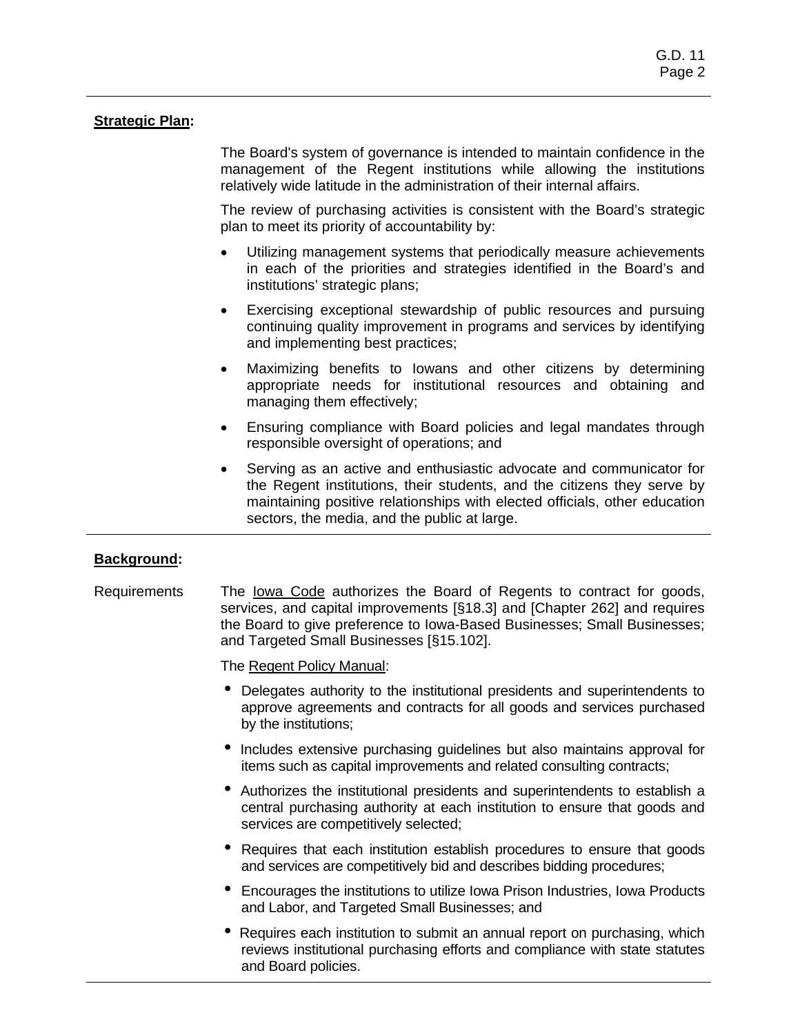**Strategic Plan:**

The Board's system of governance is intended to maintain confidence in the management of the Regent institutions while allowing the institutions relatively wide latitude in the administration of their internal affairs.

The review of purchasing activities is consistent with the Board's strategic plan to meet its priority of accountability by:

- Utilizing management systems that periodically measure achievements in each of the priorities and strategies identified in the Board's and institutions' strategic plans;
- Exercising exceptional stewardship of public resources and pursuing continuing quality improvement in programs and services by identifying and implementing best practices;
- Maximizing benefits to Iowans and other citizens by determining appropriate needs for institutional resources and obtaining and managing them effectively;
- Ensuring compliance with Board policies and legal mandates through responsible oversight of operations; and
- Serving as an active and enthusiastic advocate and communicator for the Regent institutions, their students, and the citizens they serve by maintaining positive relationships with elected officials, other education sectors, the media, and the public at large.

**Background:**

Requirements

The Iowa Code authorizes the Board of Regents to contract for goods, services, and capital improvements [§18.3] and [Chapter 262] and requires the Board to give preference to Iowa-Based Businesses; Small Businesses; and Targeted Small Businesses [§15.102].

The Regent Policy Manual:

- Delegates authority to the institutional presidents and superintendents to approve agreements and contracts for all goods and services purchased by the institutions;
- Includes extensive purchasing guidelines but also maintains approval for items such as capital improvements and related consulting contracts;
- Authorizes the institutional presidents and superintendents to establish a central purchasing authority at each institution to ensure that goods and services are competitively selected;
- Requires that each institution establish procedures to ensure that goods and services are competitively bid and describes bidding procedures;
- Encourages the institutions to utilize Iowa Prison Industries, Iowa Products and Labor, and Targeted Small Businesses; and
- Requires each institution to submit an annual report on purchasing, which reviews institutional purchasing efforts and compliance with state statutes and Board policies.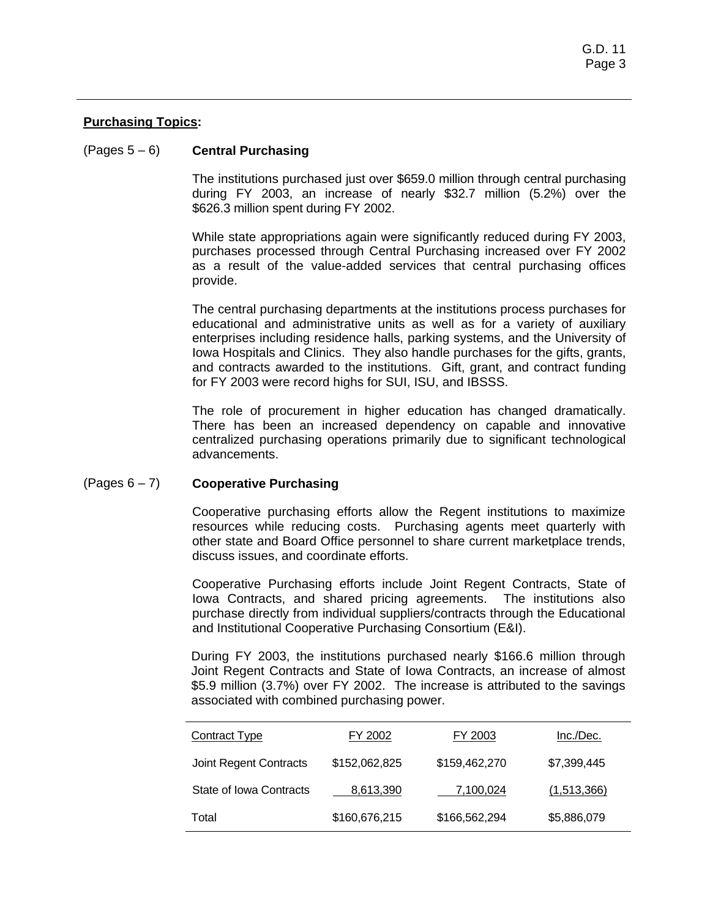**Purchasing Topics:**

(Pages 5 – 6) **Central Purchasing**

The institutions purchased just over $659.0 million through central purchasing during FY 2003, an increase of nearly $32.7 million (5.2%) over the $626.3 million spent during FY 2002.

While state appropriations again were significantly reduced during FY 2003, purchases processed through Central Purchasing increased over FY 2002 as a result of the value-added services that central purchasing offices provide.

The central purchasing departments at the institutions process purchases for educational and administrative units as well as for a variety of auxiliary enterprises including residence halls, parking systems, and the University of Iowa Hospitals and Clinics. They also handle purchases for the gifts, grants, and contracts awarded to the institutions. Gift, grant, and contract funding for FY 2003 were record highs for SUI, ISU, and IBSSS.

The role of procurement in higher education has changed dramatically. There has been an increased dependency on capable and innovative centralized purchasing operations primarily due to significant technological advancements.

(Pages 6 – 7) **Cooperative Purchasing**

Cooperative purchasing efforts allow the Regent institutions to maximize resources while reducing costs. Purchasing agents meet quarterly with other state and Board Office personnel to share current marketplace trends, discuss issues, and coordinate efforts.

Cooperative Purchasing efforts include Joint Regent Contracts, State of Iowa Contracts, and shared pricing agreements. The institutions also purchase directly from individual suppliers/contracts through the Educational and Institutional Cooperative Purchasing Consortium (E&I).

During FY 2003, the institutions purchased nearly $166.6 million through Joint Regent Contracts and State of Iowa Contracts, an increase of almost $5.9 million (3.7%) over FY 2002. The increase is attributed to the savings associated with combined purchasing power.

| Contract Type | FY 2002 | FY 2003 | Inc./Dec. |
|---|---|---|---|
| Joint Regent Contracts | $152,062,825 | $159,462,270 | $7,399,445 |
| State of Iowa Contracts | 8,613,390 | 7,100,024 | (1,513,366) |
| Total | $160,676,215 | $166,562,294 | $5,886,079 |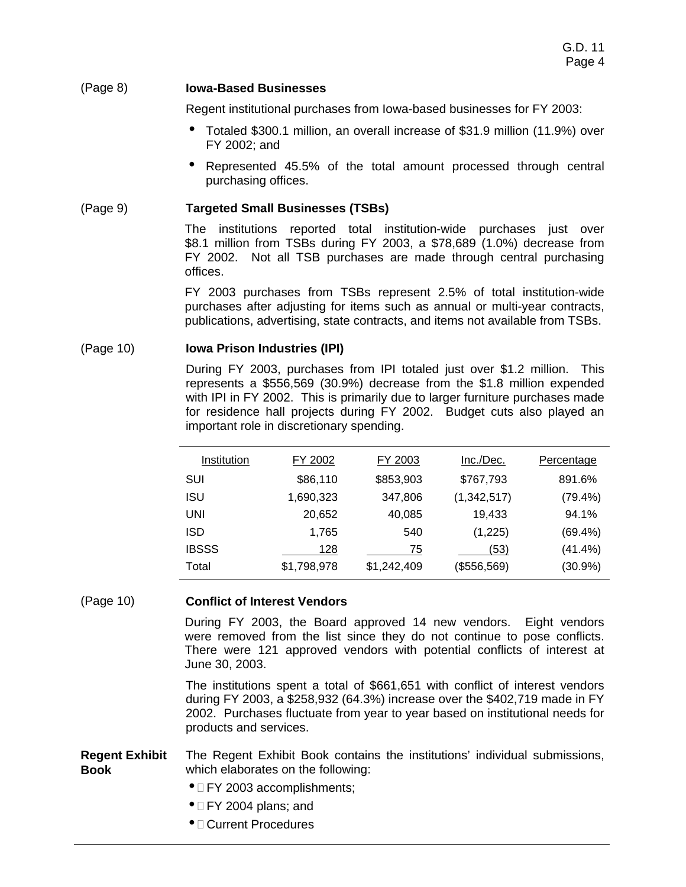(Page 8) **Iowa-Based Businesses**

Regent institutional purchases from Iowa-based businesses for FY 2003:

- Totaled \$300.1 million, an overall increase of \$31.9 million (11.9%) over FY 2002; and
- Represented 45.5% of the total amount processed through central purchasing offices.

(Page 9) **Targeted Small Businesses (TSBs)**

The institutions reported total institution-wide purchases just over \$8.1 million from TSBs during FY 2003, a \$78,689 (1.0%) decrease from FY 2002. Not all TSB purchases are made through central purchasing offices.

FY 2003 purchases from TSBs represent 2.5% of total institution-wide purchases after adjusting for items such as annual or multi-year contracts, publications, advertising, state contracts, and items not available from TSBs.

(Page 10) **Iowa Prison Industries (IPI)**

During FY 2003, purchases from IPI totaled just over \$1.2 million. This represents a \$556,569 (30.9%) decrease from the \$1.8 million expended with IPI in FY 2002. This is primarily due to larger furniture purchases made for residence hall projects during FY 2002. Budget cuts also played an important role in discretionary spending.

| Institution | FY 2002 | FY 2003 | Inc./Dec. | Percentage |
|---|---|---|---|---|
| SUI | \$86,110 | \$853,903 | \$767,793 | 891.6% |
| ISU | 1,690,323 | 347,806 | (1,342,517) | (79.4%) |
| UNI | 20,652 | 40,085 | 19,433 | 94.1% |
| ISD | 1,765 | 540 | (1,225) | (69.4%) |
| IBSSS | 128 | 75 | (53) | (41.4%) |
| Total | \$1,798,978 | \$1,242,409 | (\$556,569) | (30.9%) |

(Page 10) **Conflict of Interest Vendors**

During FY 2003, the Board approved 14 new vendors. Eight vendors were removed from the list since they do not continue to pose conflicts. There were 121 approved vendors with potential conflicts of interest at June 30, 2003.

The institutions spent a total of \$661,651 with conflict of interest vendors during FY 2003, a \$258,932 (64.3%) increase over the \$402,719 made in FY 2002. Purchases fluctuate from year to year based on institutional needs for products and services.

**Regent Exhibit Book** The Regent Exhibit Book contains the institutions' individual submissions, which elaborates on the following:

- FY 2003 accomplishments;
- FY 2004 plans; and
- Current Procedures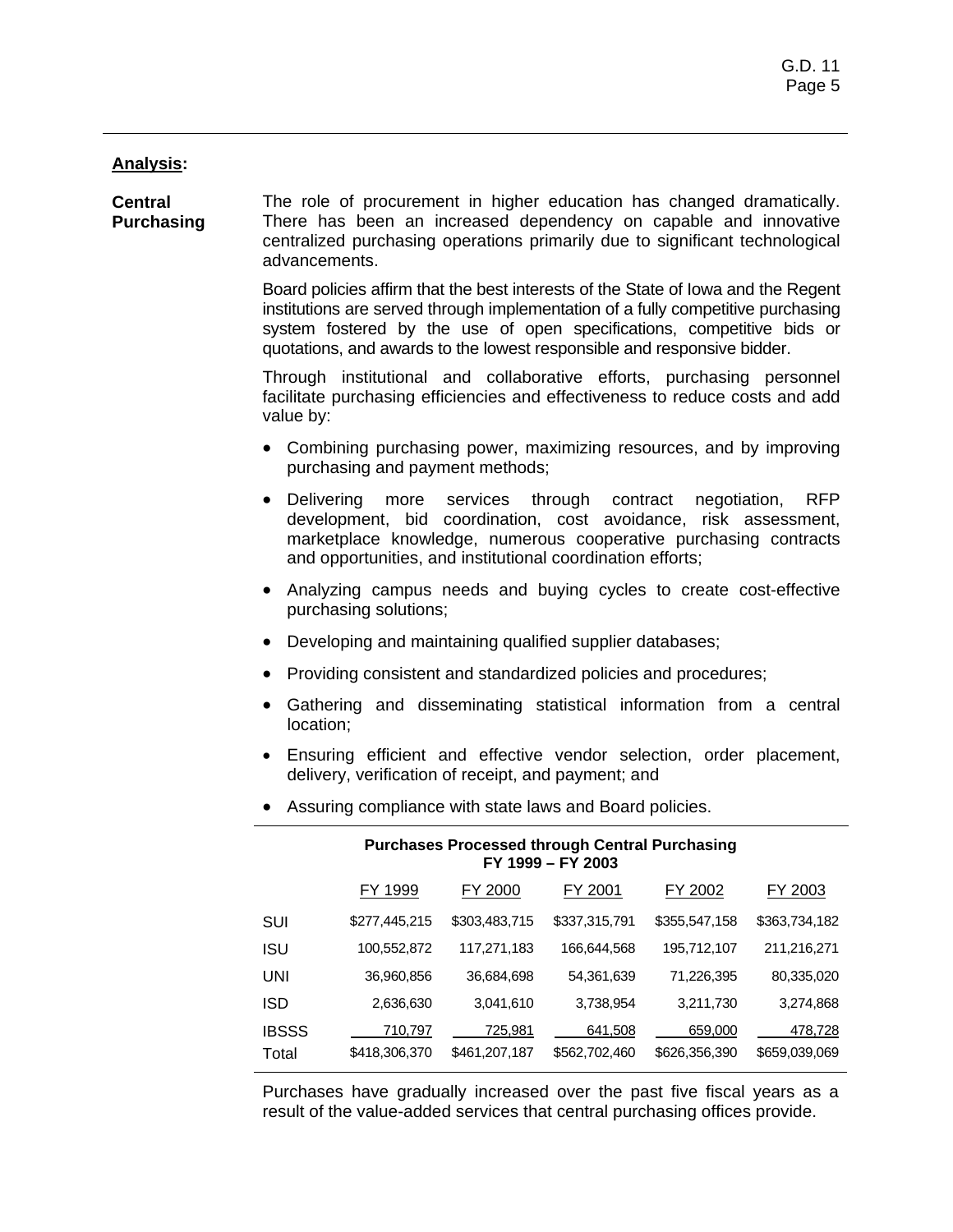## Analysis:

**Central Purchasing**

The role of procurement in higher education has changed dramatically. There has been an increased dependency on capable and innovative centralized purchasing operations primarily due to significant technological advancements.

Board policies affirm that the best interests of the State of Iowa and the Regent institutions are served through implementation of a fully competitive purchasing system fostered by the use of open specifications, competitive bids or quotations, and awards to the lowest responsible and responsive bidder.

Through institutional and collaborative efforts, purchasing personnel facilitate purchasing efficiencies and effectiveness to reduce costs and add value by:

- Combining purchasing power, maximizing resources, and by improving purchasing and payment methods;
- Delivering more services through contract negotiation, RFP development, bid coordination, cost avoidance, risk assessment, marketplace knowledge, numerous cooperative purchasing contracts and opportunities, and institutional coordination efforts;
- Analyzing campus needs and buying cycles to create cost-effective purchasing solutions;
- Developing and maintaining qualified supplier databases;
- Providing consistent and standardized policies and procedures;
- Gathering and disseminating statistical information from a central location;
- Ensuring efficient and effective vendor selection, order placement, delivery, verification of receipt, and payment; and
- Assuring compliance with state laws and Board policies.

**Purchases Processed through Central Purchasing**
**FY 1999 – FY 2003**

| | FY 1999 | FY 2000 | FY 2001 | FY 2002 | FY 2003 |
|---|---|---|---|---|---|
| SUI | $277,445,215 | $303,483,715 | $337,315,791 | $355,547,158 | $363,734,182 |
| ISU | 100,552,872 | 117,271,183 | 166,644,568 | 195,712,107 | 211,216,271 |
| UNI | 36,960,856 | 36,684,698 | 54,361,639 | 71,226,395 | 80,335,020 |
| ISD | 2,636,630 | 3,041,610 | 3,738,954 | 3,211,730 | 3,274,868 |
| IBSSS | 710,797 | 725,981 | 641,508 | 659,000 | 478,728 |
| Total | $418,306,370 | $461,207,187 | $562,702,460 | $626,356,390 | $659,039,069 |

Purchases have gradually increased over the past five fiscal years as a result of the value-added services that central purchasing offices provide.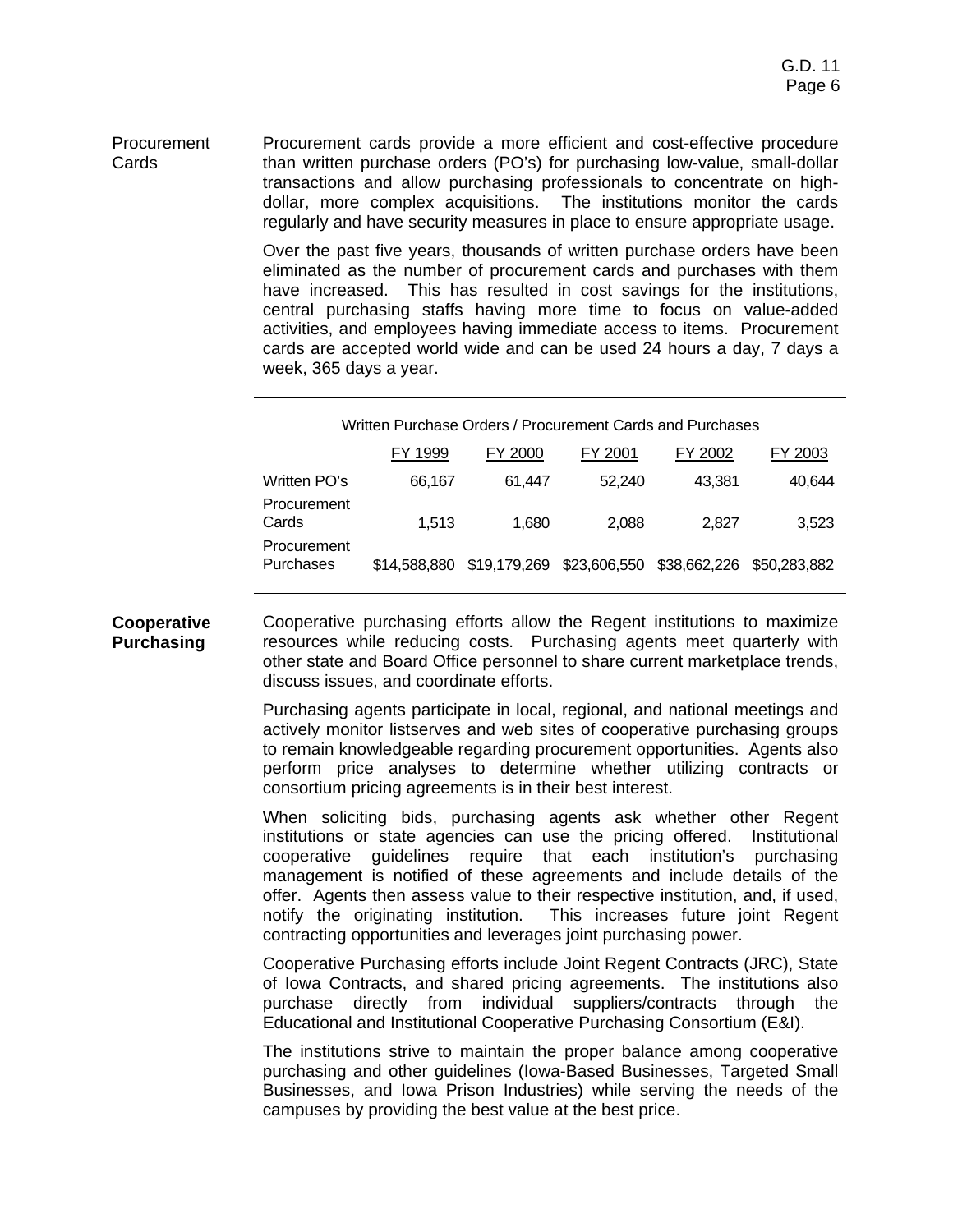**Procurement Cards**

Procurement cards provide a more efficient and cost-effective procedure than written purchase orders (PO's) for purchasing low-value, small-dollar transactions and allow purchasing professionals to concentrate on high-dollar, more complex acquisitions. The institutions monitor the cards regularly and have security measures in place to ensure appropriate usage.

Over the past five years, thousands of written purchase orders have been eliminated as the number of procurement cards and purchases with them have increased. This has resulted in cost savings for the institutions, central purchasing staffs having more time to focus on value-added activities, and employees having immediate access to items. Procurement cards are accepted world wide and can be used 24 hours a day, 7 days a week, 365 days a year.

Written Purchase Orders / Procurement Cards and Purchases

| | FY 1999 | FY 2000 | FY 2001 | FY 2002 | FY 2003 |
|---|---|---|---|---|---|
| Written PO's | 66,167 | 61,447 | 52,240 | 43,381 | 40,644 |
| Procurement Cards | 1,513 | 1,680 | 2,088 | 2,827 | 3,523 |
| Procurement Purchases | $14,588,880 | $19,179,269 | $23,606,550 | $38,662,226 | $50,283,882 |

**Cooperative Purchasing**

Cooperative purchasing efforts allow the Regent institutions to maximize resources while reducing costs. Purchasing agents meet quarterly with other state and Board Office personnel to share current marketplace trends, discuss issues, and coordinate efforts.

Purchasing agents participate in local, regional, and national meetings and actively monitor listserves and web sites of cooperative purchasing groups to remain knowledgeable regarding procurement opportunities. Agents also perform price analyses to determine whether utilizing contracts or consortium pricing agreements is in their best interest.

When soliciting bids, purchasing agents ask whether other Regent institutions or state agencies can use the pricing offered. Institutional cooperative guidelines require that each institution's purchasing management is notified of these agreements and include details of the offer. Agents then assess value to their respective institution, and, if used, notify the originating institution. This increases future joint Regent contracting opportunities and leverages joint purchasing power.

Cooperative Purchasing efforts include Joint Regent Contracts (JRC), State of Iowa Contracts, and shared pricing agreements. The institutions also purchase directly from individual suppliers/contracts through the Educational and Institutional Cooperative Purchasing Consortium (E&I).

The institutions strive to maintain the proper balance among cooperative purchasing and other guidelines (Iowa-Based Businesses, Targeted Small Businesses, and Iowa Prison Industries) while serving the needs of the campuses by providing the best value at the best price.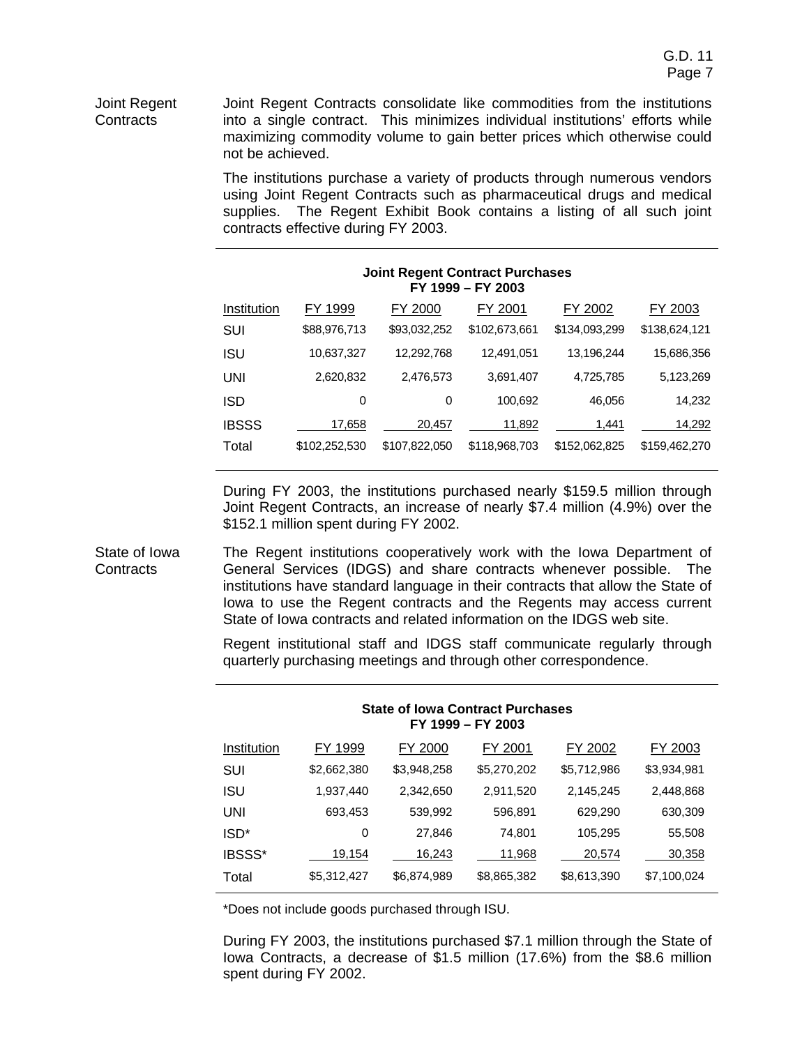**Joint Regent Contracts**

Joint Regent Contracts consolidate like commodities from the institutions into a single contract. This minimizes individual institutions' efforts while maximizing commodity volume to gain better prices which otherwise could not be achieved.

The institutions purchase a variety of products through numerous vendors using Joint Regent Contracts such as pharmaceutical drugs and medical supplies. The Regent Exhibit Book contains a listing of all such joint contracts effective during FY 2003.

**Joint Regent Contract Purchases**
**FY 1999 – FY 2003**

| Institution | FY 1999 | FY 2000 | FY 2001 | FY 2002 | FY 2003 |
|---|---|---|---|---|---|
| SUI | $88,976,713 | $93,032,252 | $102,673,661 | $134,093,299 | $138,624,121 |
| ISU | 10,637,327 | 12,292,768 | 12,491,051 | 13,196,244 | 15,686,356 |
| UNI | 2,620,832 | 2,476,573 | 3,691,407 | 4,725,785 | 5,123,269 |
| ISD | 0 | 0 | 100,692 | 46,056 | 14,232 |
| IBSSS | 17,658 | 20,457 | 11,892 | 1,441 | 14,292 |
| Total | $102,252,530 | $107,822,050 | $118,968,703 | $152,062,825 | $159,462,270 |

During FY 2003, the institutions purchased nearly $159.5 million through Joint Regent Contracts, an increase of nearly $7.4 million (4.9%) over the $152.1 million spent during FY 2002.

**State of Iowa Contracts**

The Regent institutions cooperatively work with the Iowa Department of General Services (IDGS) and share contracts whenever possible. The institutions have standard language in their contracts that allow the State of Iowa to use the Regent contracts and the Regents may access current State of Iowa contracts and related information on the IDGS web site.

Regent institutional staff and IDGS staff communicate regularly through quarterly purchasing meetings and through other correspondence.

**State of Iowa Contract Purchases**
**FY 1999 – FY 2003**

| Institution | FY 1999 | FY 2000 | FY 2001 | FY 2002 | FY 2003 |
|---|---|---|---|---|---|
| SUI | $2,662,380 | $3,948,258 | $5,270,202 | $5,712,986 | $3,934,981 |
| ISU | 1,937,440 | 2,342,650 | 2,911,520 | 2,145,245 | 2,448,868 |
| UNI | 693,453 | 539,992 | 596,891 | 629,290 | 630,309 |
| ISD* | 0 | 27,846 | 74,801 | 105,295 | 55,508 |
| IBSSS* | 19,154 | 16,243 | 11,968 | 20,574 | 30,358 |
| Total | $5,312,427 | $6,874,989 | $8,865,382 | $8,613,390 | $7,100,024 |

*Does not include goods purchased through ISU.

During FY 2003, the institutions purchased $7.1 million through the State of Iowa Contracts, a decrease of $1.5 million (17.6%) from the $8.6 million spent during FY 2002.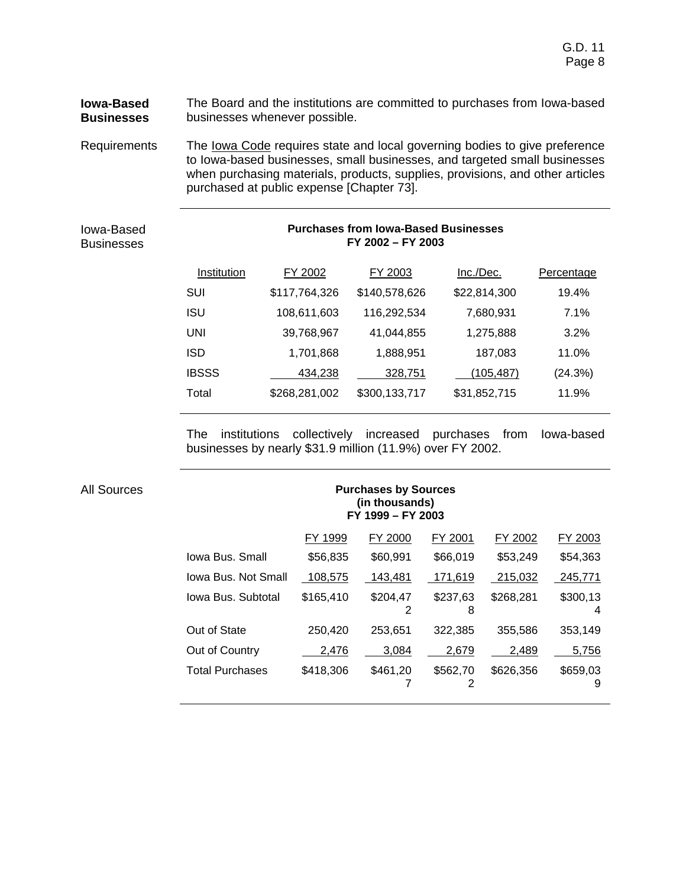**Iowa-Based Businesses**

The Board and the institutions are committed to purchases from Iowa-based businesses whenever possible.

Requirements

The Iowa Code requires state and local governing bodies to give preference to Iowa-based businesses, small businesses, and targeted small businesses when purchasing materials, products, supplies, provisions, and other articles purchased at public expense [Chapter 73].

Iowa-Based Businesses

**Purchases from Iowa-Based Businesses**
**FY 2002 – FY 2003**

| Institution | FY 2002 | FY 2003 | Inc./Dec. | Percentage |
|---|---|---|---|---|
| SUI | $117,764,326 | $140,578,626 | $22,814,300 | 19.4% |
| ISU | 108,611,603 | 116,292,534 | 7,680,931 | 7.1% |
| UNI | 39,768,967 | 41,044,855 | 1,275,888 | 3.2% |
| ISD | 1,701,868 | 1,888,951 | 187,083 | 11.0% |
| IBSSS | 434,238 | 328,751 | (105,487) | (24.3%) |
| Total | $268,281,002 | $300,133,717 | $31,852,715 | 11.9% |

The institutions collectively increased purchases from Iowa-based businesses by nearly $31.9 million (11.9%) over FY 2002.

All Sources

**Purchases by Sources**
**(in thousands)**
**FY 1999 – FY 2003**

| | FY 1999 | FY 2000 | FY 2001 | FY 2002 | FY 2003 |
|---|---|---|---|---|---|
| Iowa Bus. Small | $56,835 | $60,991 | $66,019 | $53,249 | $54,363 |
| Iowa Bus. Not Small | 108,575 | 143,481 | 171,619 | 215,032 | 245,771 |
| Iowa Bus. Subtotal | $165,410 | $204,472 | $237,638 | $268,281 | $300,134 |
| Out of State | 250,420 | 253,651 | 322,385 | 355,586 | 353,149 |
| Out of Country | 2,476 | 3,084 | 2,679 | 2,489 | 5,756 |
| Total Purchases | $418,306 | $461,207 | $562,702 | $626,356 | $659,039 |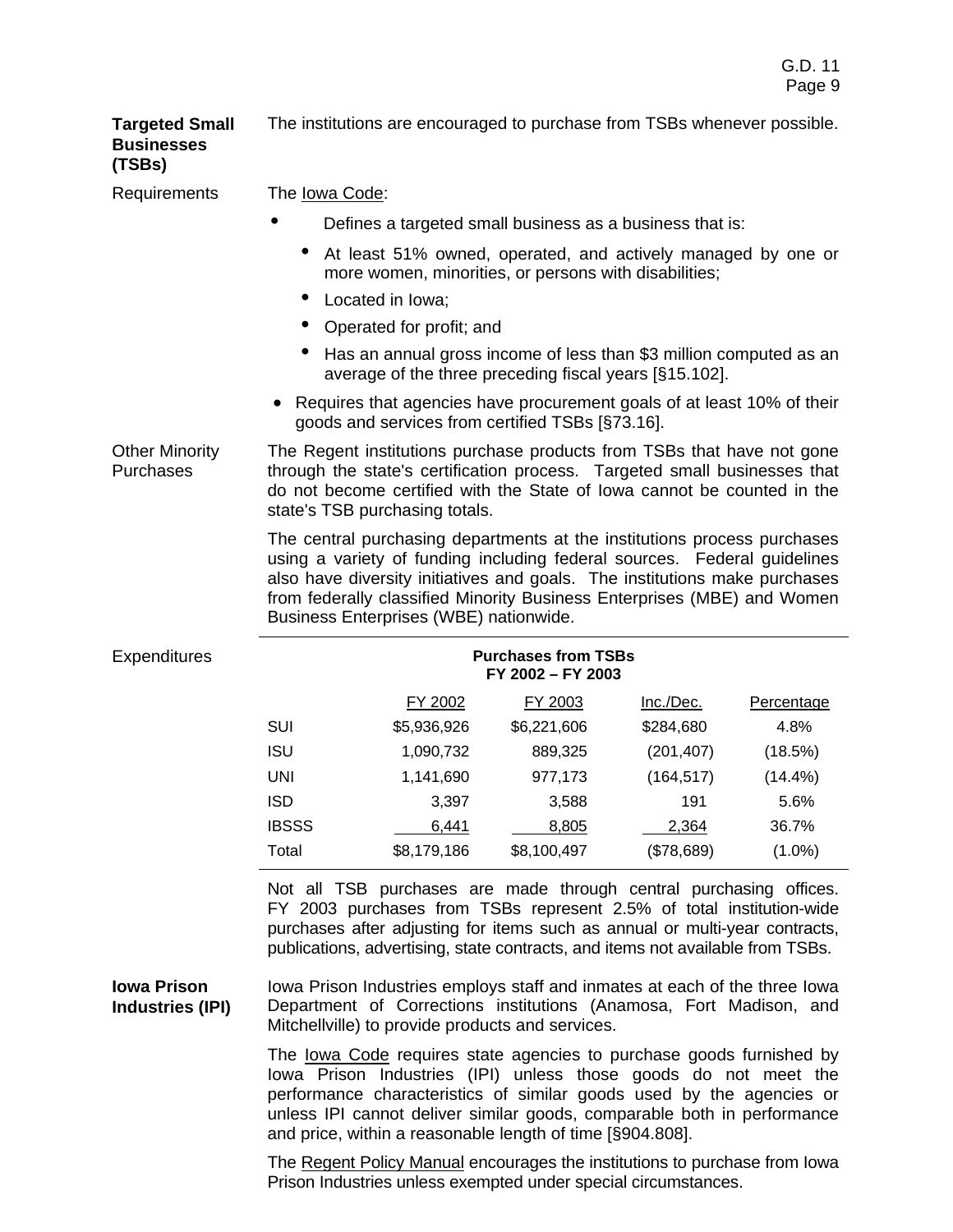**Targeted Small Businesses (TSBs)**

The institutions are encouraged to purchase from TSBs whenever possible.

Requirements

The Iowa Code:

- Defines a targeted small business as a business that is:
  - At least 51% owned, operated, and actively managed by one or more women, minorities, or persons with disabilities;
  - Located in Iowa;
  - Operated for profit; and
  - Has an annual gross income of less than $3 million computed as an average of the three preceding fiscal years [§15.102].
- Requires that agencies have procurement goals of at least 10% of their goods and services from certified TSBs [§73.16].

Other Minority Purchases

The Regent institutions purchase products from TSBs that have not gone through the state's certification process. Targeted small businesses that do not become certified with the State of Iowa cannot be counted in the state's TSB purchasing totals.

The central purchasing departments at the institutions process purchases using a variety of funding including federal sources. Federal guidelines also have diversity initiatives and goals. The institutions make purchases from federally classified Minority Business Enterprises (MBE) and Women Business Enterprises (WBE) nationwide.

Expenditures

**Purchases from TSBs FY 2002 – FY 2003**

| | FY 2002 | FY 2003 | Inc./Dec. | Percentage |
|---|---|---|---|---|
| SUI | $5,936,926 | $6,221,606 | $284,680 | 4.8% |
| ISU | 1,090,732 | 889,325 | (201,407) | (18.5%) |
| UNI | 1,141,690 | 977,173 | (164,517) | (14.4%) |
| ISD | 3,397 | 3,588 | 191 | 5.6% |
| IBSSS | 6,441 | 8,805 | 2,364 | 36.7% |
| Total | $8,179,186 | $8,100,497 | ($78,689) | (1.0%) |

Not all TSB purchases are made through central purchasing offices. FY 2003 purchases from TSBs represent 2.5% of total institution-wide purchases after adjusting for items such as annual or multi-year contracts, publications, advertising, state contracts, and items not available from TSBs.

**Iowa Prison Industries (IPI)**

Iowa Prison Industries employs staff and inmates at each of the three Iowa Department of Corrections institutions (Anamosa, Fort Madison, and Mitchellville) to provide products and services.

The Iowa Code requires state agencies to purchase goods furnished by Iowa Prison Industries (IPI) unless those goods do not meet the performance characteristics of similar goods used by the agencies or unless IPI cannot deliver similar goods, comparable both in performance and price, within a reasonable length of time [§904.808].

The Regent Policy Manual encourages the institutions to purchase from Iowa Prison Industries unless exempted under special circumstances.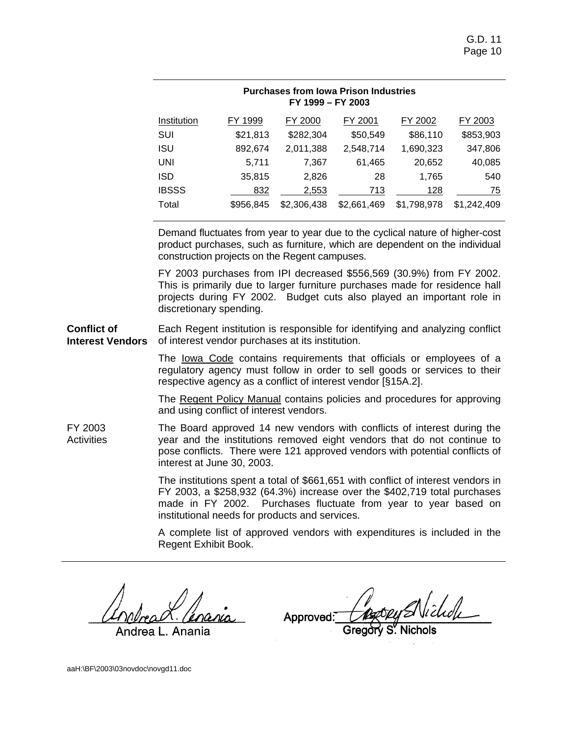**Purchases from Iowa Prison Industries**
**FY 1999 – FY 2003**

| Institution | FY 1999 | FY 2000 | FY 2001 | FY 2002 | FY 2003 |
|---|---|---|---|---|---|
| SUI | $21,813 | $282,304 | $50,549 | $86,110 | $853,903 |
| ISU | 892,674 | 2,011,388 | 2,548,714 | 1,690,323 | 347,806 |
| UNI | 5,711 | 7,367 | 61,465 | 20,652 | 40,085 |
| ISD | 35,815 | 2,826 | 28 | 1,765 | 540 |
| IBSSS | 832 | 2,553 | 713 | 128 | 75 |
| Total | $956,845 | $2,306,438 | $2,661,469 | $1,798,978 | $1,242,409 |

Demand fluctuates from year to year due to the cyclical nature of higher-cost product purchases, such as furniture, which are dependent on the individual construction projects on the Regent campuses.

FY 2003 purchases from IPI decreased $556,569 (30.9%) from FY 2002. This is primarily due to larger furniture purchases made for residence hall projects during FY 2002. Budget cuts also played an important role in discretionary spending.

**Conflict of Interest Vendors**

Each Regent institution is responsible for identifying and analyzing conflict of interest vendor purchases at its institution.

The Iowa Code contains requirements that officials or employees of a regulatory agency must follow in order to sell goods or services to their respective agency as a conflict of interest vendor [§15A.2].

The Regent Policy Manual contains policies and procedures for approving and using conflict of interest vendors.

FY 2003 Activities

The Board approved 14 new vendors with conflicts of interest during the year and the institutions removed eight vendors that do not continue to pose conflicts. There were 121 approved vendors with potential conflicts of interest at June 30, 2003.

The institutions spent a total of $661,651 with conflict of interest vendors in FY 2003, a $258,932 (64.3%) increase over the $402,719 total purchases made in FY 2002. Purchases fluctuate from year to year based on institutional needs for products and services.

A complete list of approved vendors with expenditures is included in the Regent Exhibit Book.

Andrea L. Anania

Approved: Gregory S. Nichols

aaH:\BF\2003\03novdoc\novgd11.doc